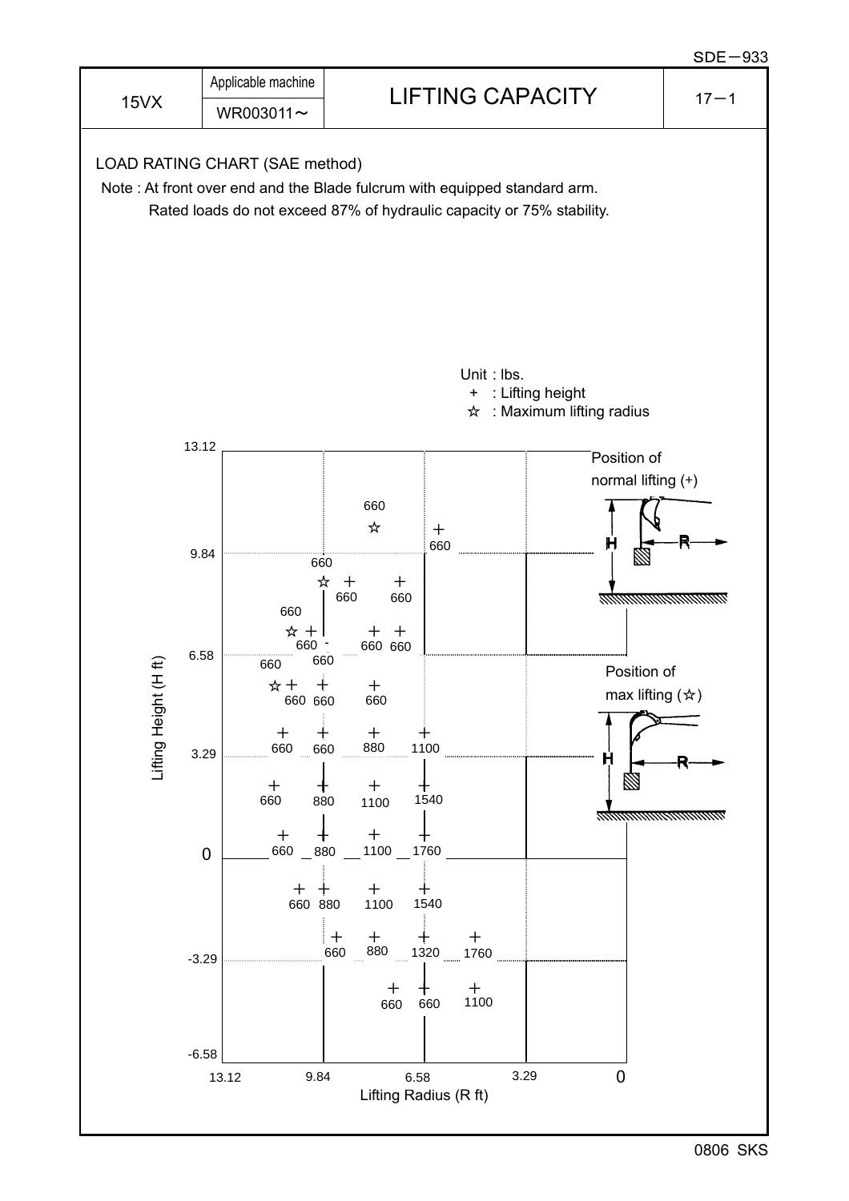| 15VX | Applicable machine WR003011～ | LIFTING CAPACITY | 17−1 |
| --- | --- | --- | --- |

LOAD RATING CHART (SAE method)

Note : At front over end and the Blade fulcrum with equipped standard arm.
Rated loads do not exceed 87% of hydraulic capacity or 75% stability.

Unit : lbs.
+ : Lifting height
☆ : Maximum lifting radius

Lifting Height (H ft) / Lifting Radius (R ft)

| H (ft) \ R (ft) | ☆ Max radius | 9.84–13.12 | 9.84 | 6.58–9.84 | 6.58 | 3.29–6.58 |
| --- | --- | --- | --- | --- | --- | --- |
| 9.84–13.12 | 660 | | | | 660 | |
| 9.84–6.58 (upper) | 660 | | | 660, 660 | | |
| 9.84–6.58 (lower) | 660 | 660 | 660 | 660, 660 | | |
| 6.58–3.29 (upper) | 660 | 660 | 660 | 660 | | |
| 6.58–3.29 (lower) | | 660 | 660 | 880 | 1100 | |
| 3.29–0 (upper) | | 660 | 880 | 1100 | 1540 | |
| 3.29–0 (lower) | | 660 | 880 | 1100 | 1760 | |
| 0–-3.29 (upper) | | 660 | 880 | 1100 | 1540 | |
| 0–-3.29 (lower) | | | 660 | 880 | 1320 | 1760 |
| -3.29–-6.58 | | | | 660 | 660 | 1100 |

Position of normal lifting (+)

Position of max lifting (☆)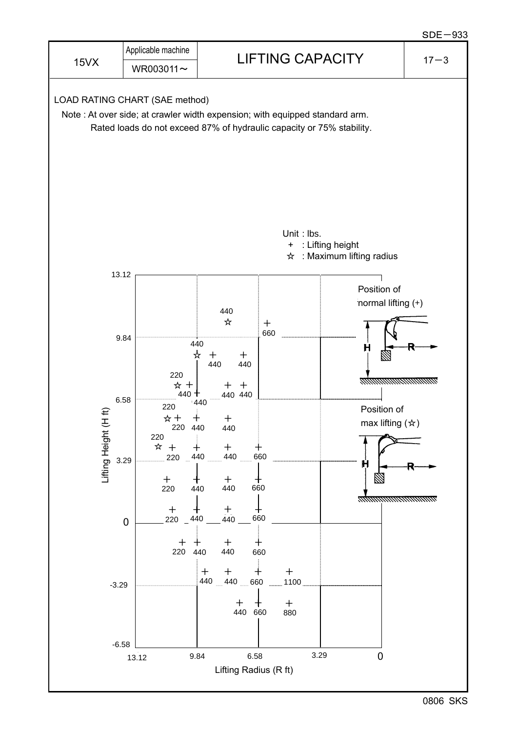| 15VX | Applicable machine WR003011～ | LIFTING CAPACITY | 17－3 |
|---|---|---|---|

LOAD RATING CHART (SAE method)

Note : At over side; at crawler width expension; with equipped standard arm.
Rated loads do not exceed 87% of hydraulic capacity or 75% stability.

Unit : lbs.
+ : Lifting height
☆ : Maximum lifting radius

Position of normal lifting (+)

Position of max lifting (☆)

Lifting Height (H ft) / Lifting Radius (R ft)

| H (ft) \ R (ft) | ☆ Max. radius | Between 13.12–9.84 | Between 9.84–6.58 | Between 6.58–3.29 |
|---|---|---|---|---|
| ~10.5 | 440 ☆ | | | 660 |
| ~8.9 | 440 ☆ | | 440, 440 | |
| ~7.2 | 220 ☆ | 440 | 440, 440 | |
| ~5.6 | 220 ☆ | 220, 440 | 440 | |
| ~4.0 | 220 ☆ | 220, 440 | 440 | 660 |
| ~2.3 | | 220, 440 | 440 | 660 |
| ~0.7 | | 220, 440 | 440 | 660 |
| ~-1.0 | | 220, 440 | 440 | 660 |
| ~-2.6 | | 440 | 440 | 660, 1100 |
| ~-4.3 | | | 440 | 660, 880 |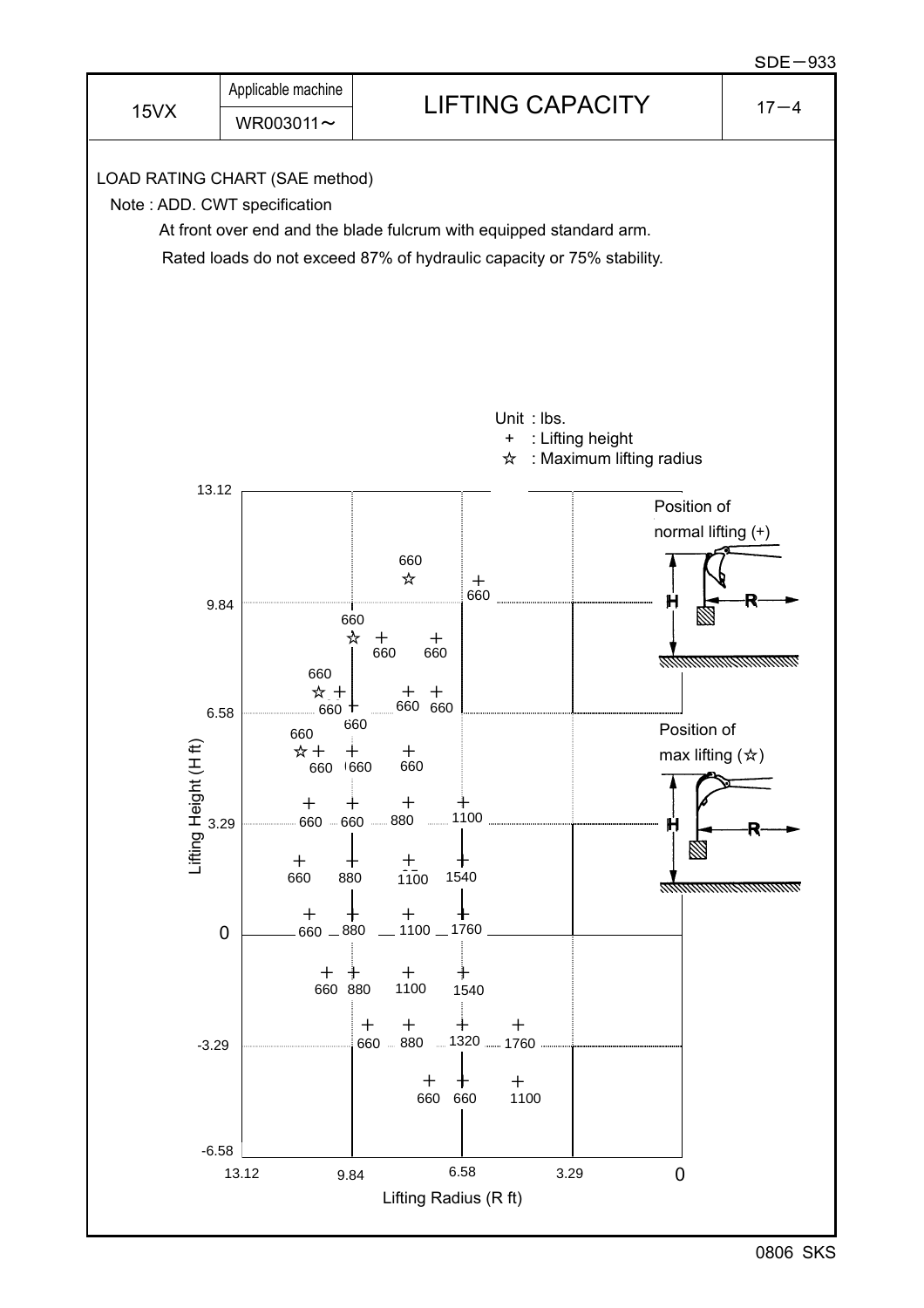| 15VX | Applicable machine WR003011～ | LIFTING CAPACITY | 17－4 |
|---|---|---|---|

LOAD RATING CHART (SAE method)

Note : ADD. CWT specification

At front over end and the blade fulcrum with equipped standard arm.

Rated loads do not exceed 87% of hydraulic capacity or 75% stability.

Unit : lbs.

\+ : Lifting height

☆ : Maximum lifting radius

Position of normal lifting (+)

Position of max lifting (☆)

Lifting Height (H ft): 13.12, 9.84, 6.58, 3.29, 0, -3.29, -6.58

Lifting Radius (R ft): 13.12, 9.84, 6.58, 3.29, 0

| Point | Value (lbs) |
|---|---|
| ☆ (max radius, upper) | 660 |
| + | 660 |
| ☆ | 660 |
| + | 660 |
| + | 660 |
| ☆ | 660 |
| + | 660 |
| + | 660 |
| + | 660 |
| + | 660 |
| ☆ | 660 |
| + | 660 |
| + | 660 |
| + | 660 |
| + | 660 |
| + | 660 |
| + | 880 |
| + | 1100 |
| + | 660 |
| + | 880 |
| + | 1100 |
| + | 1540 |
| + | 660 |
| + | 880 |
| + | 1100 |
| + | 1760 |
| + | 660 |
| + | 880 |
| + | 1100 |
| + | 1540 |
| + | 660 |
| + | 880 |
| + | 1320 |
| + | 1760 |
| + | 660 |
| + | 660 |
| + | 1100 |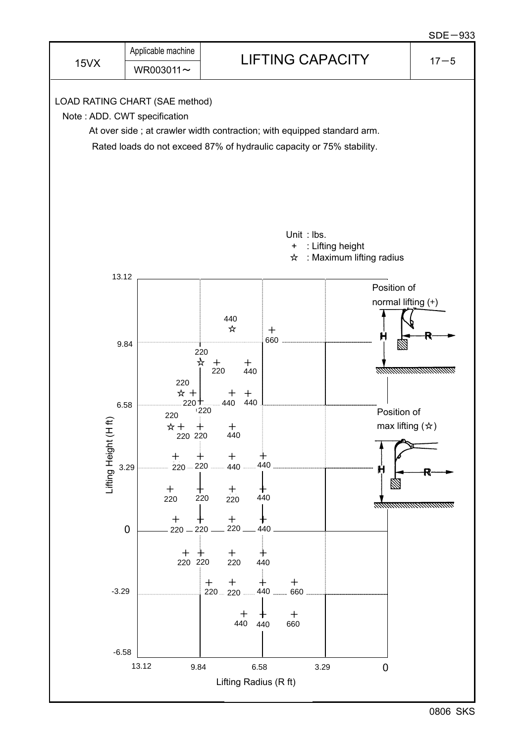| 15VX | Applicable machine WR003011～ | LIFTING CAPACITY | 17－5 |
|---|---|---|---|

LOAD RATING CHART (SAE method)

Note : ADD. CWT specification

At over side ; at crawler width contraction; with equipped standard arm.

Rated loads do not exceed 87% of hydraulic capacity or 75% stability.

Unit : lbs.
+ : Lifting height
☆ : Maximum lifting radius

Position of normal lifting (+)

Position of max lifting (☆)

Lifting Height (H ft): 13.12, 9.84, 6.58, 3.29, 0, -3.29, -6.58

Lifting Radius (R ft): 13.12, 9.84, 6.58, 3.29, 0

Chart values (lbs.):

- ☆ 440; + 660
- ☆ 220; + 220; + 440
- ☆ 220; + 220; + 440; + 440
- + 220
- ☆ 220; + 220; + 220; + 440
- + 220; + 220; + 440; + 440
- + 220; + 220; + 220; + 440
- + 220; + 220; + 220; + 440
- + 220; + 220; + 220; + 440
- + 220; + 220; + 440; + 660
- + 440; + 440; + 660

0806 SKS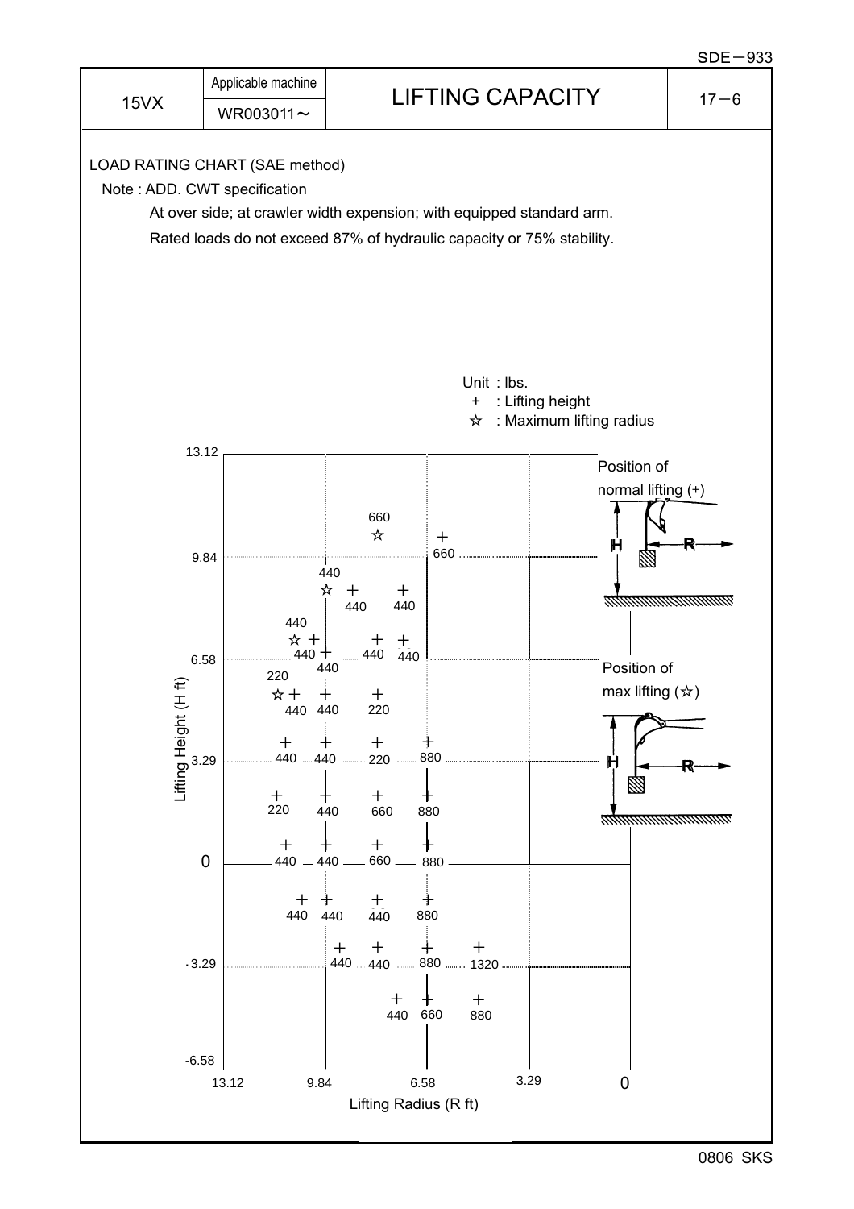| 15VX | Applicable machine WR003011～ | LIFTING CAPACITY | 17－6 |
|---|---|---|---|

LOAD RATING CHART (SAE method)

Note : ADD. CWT specification

At over side; at crawler width expension; with equipped standard arm.

Rated loads do not exceed 87% of hydraulic capacity or 75% stability.

Unit : lbs.

＋ : Lifting height

☆ : Maximum lifting radius

Position of normal lifting (+)

Position of max lifting (☆)

H

R

Lifting Height (H ft)

13.12
9.84
6.58
3.29
0
-3.29
-6.58

Lifting Radius (R ft)

13.12
9.84
6.58
3.29
0

660
660
440
440
440
440
440
440
440
440
220
440
440
220
440
440
220
880
220
440
660
880
440
440
660
880
440
440
440
880
440
440
880
1320
440
660
880